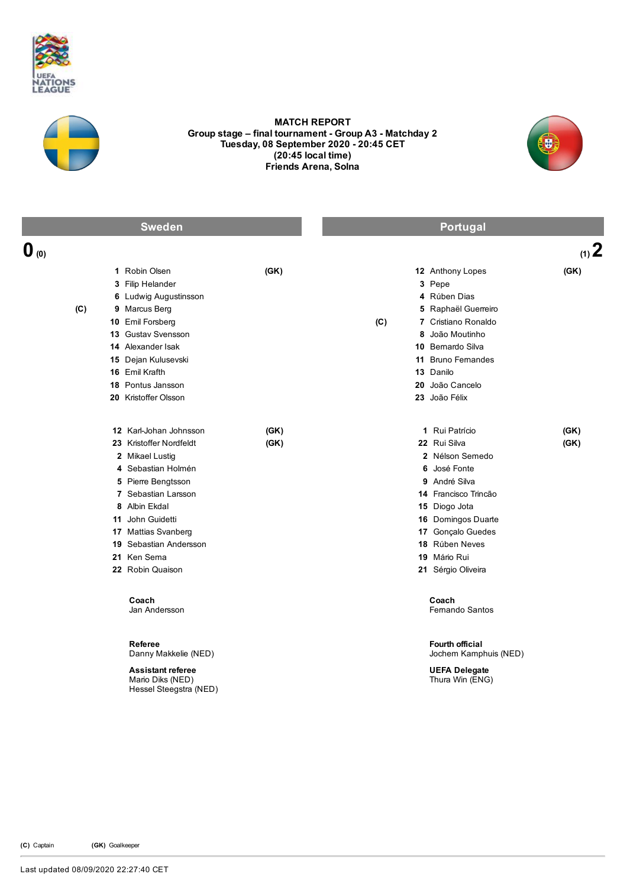UEFA NATIONS LEAGUE

# MATCH REPORT

**Group stage – final tournament - Group A3 - Matchday 2**
**Tuesday, 08 September 2020 - 20:45 CET**
**(20:45 local time)**
**Friends Arena, Solna**

| Sweden | | | | Portugal | | | |
|---|---|---|---|---|---|---|---|
| **0** (0) | | | | | | | (1) **2** |
| | 1 | Robin Olsen | (GK) | | 12 | Anthony Lopes | (GK) |
| | 3 | Filip Helander | | | 3 | Pepe | |
| | 6 | Ludwig Augustinsson | | | 4 | Rúben Dias | |
| (C) | 9 | Marcus Berg | | | 5 | Raphaël Guerreiro | |
| | 10 | Emil Forsberg | | (C) | 7 | Cristiano Ronaldo | |
| | 13 | Gustav Svensson | | | 8 | João Moutinho | |
| | 14 | Alexander Isak | | | 10 | Bernardo Silva | |
| | 15 | Dejan Kulusevski | | | 11 | Bruno Fernandes | |
| | 16 | Emil Krafth | | | 13 | Danilo | |
| | 18 | Pontus Jansson | | | 20 | João Cancelo | |
| | 20 | Kristoffer Olsson | | | 23 | João Félix | |
| | | | | | | | |
| | 12 | Karl-Johan Johnsson | (GK) | | 1 | Rui Patrício | (GK) |
| | 23 | Kristoffer Nordfeldt | (GK) | | 22 | Rui Silva | (GK) |
| | 2 | Mikael Lustig | | | 2 | Nélson Semedo | |
| | 4 | Sebastian Holmén | | | 6 | José Fonte | |
| | 5 | Pierre Bengtsson | | | 9 | André Silva | |
| | 7 | Sebastian Larsson | | | 14 | Francisco Trincão | |
| | 8 | Albin Ekdal | | | 15 | Diogo Jota | |
| | 11 | John Guidetti | | | 16 | Domingos Duarte | |
| | 17 | Mattias Svanberg | | | 17 | Gonçalo Guedes | |
| | 19 | Sebastian Andersson | | | 18 | Rúben Neves | |
| | 21 | Ken Sema | | | 19 | Mário Rui | |
| | 22 | Robin Quaison | | | 21 | Sérgio Oliveira | |

**Coach**
Jan Andersson

**Coach**
Fernando Santos

**Referee**
Danny Makkelie (NED)

**Fourth official**
Jochem Kamphuis (NED)

**Assistant referee**
Mario Diks (NED)
Hessel Steegstra (NED)

**UEFA Delegate**
Thura Win (ENG)

**(C)** Captain **(GK)** Goalkeeper

Last updated 08/09/2020 22:27:40 CET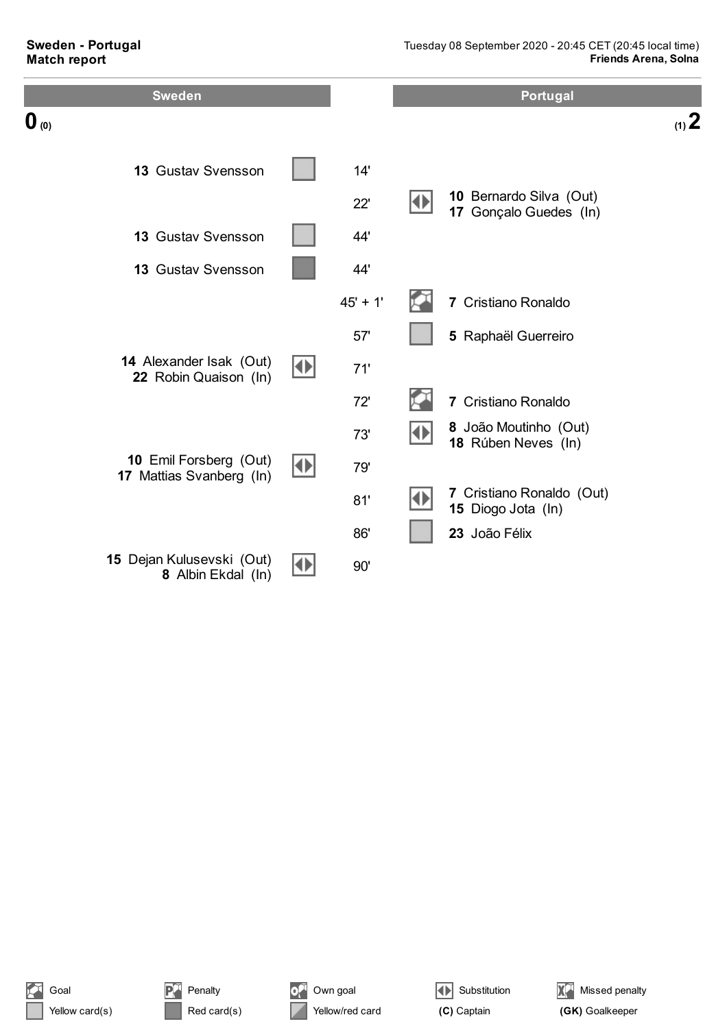**Sweden - Portugal**
**Match report**

Tuesday 08 September 2020 - 20:45 CET (20:45 local time)
**Friends Arena, Solna**

| Sweden | | Minute | | Portugal |
|---|---|---|---|---|
| **0** (0) | | | | (1) **2** |
| **13** Gustav Svensson | Yellow card | 14' | | |
| | | 22' | Substitution | **10** Bernardo Silva (Out) **17** Gonçalo Guedes (In) |
| **13** Gustav Svensson | Yellow card | 44' | | |
| **13** Gustav Svensson | Red card | 44' | | |
| | | 45' + 1' | Goal | **7** Cristiano Ronaldo |
| | | 57' | Yellow card | **5** Raphaël Guerreiro |
| **14** Alexander Isak (Out) **22** Robin Quaison (In) | Substitution | 71' | | |
| | | 72' | Goal | **7** Cristiano Ronaldo |
| | | 73' | Substitution | **8** João Moutinho (Out) **18** Rúben Neves (In) |
| **10** Emil Forsberg (Out) **17** Mattias Svanberg (In) | Substitution | 79' | | |
| | | 81' | Substitution | **7** Cristiano Ronaldo (Out) **15** Diogo Jota (In) |
| | | 86' | Yellow card | **23** João Félix |
| **15** Dejan Kulusevski (Out) **8** Albin Ekdal (In) | Substitution | 90' | | |

Goal | Penalty | Own goal | Substitution | Missed penalty
Yellow card(s) | Red card(s) | Yellow/red card | (C) Captain | (GK) Goalkeeper